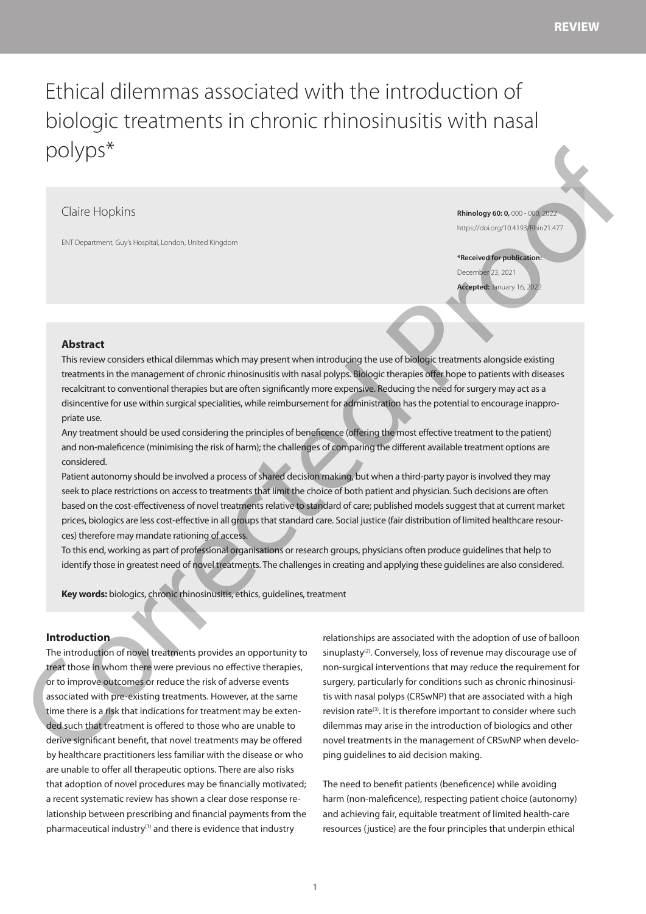REVIEW

# Ethical dilemmas associated with the introduction of biologic treatments in chronic rhinosinusitis with nasal polyps*

Claire Hopkins

ENT Department, Guy's Hospital, London, United Kingdom

https://doi.org/10.4193/Rhin21.477

**\*Received for publication:**
December 23, 2021
**Accepted:** January 16, 2022

## Abstract

This review considers ethical dilemmas which may present when introducing the use of biologic treatments alongside existing treatments in the management of chronic rhinosinusitis with nasal polyps. Biologic therapies offer hope to patients with diseases recalcitrant to conventional therapies but are often significantly more expensive. Reducing the need for surgery may act as a disincentive for use within surgical specialities, while reimbursement for administration has the potential to encourage inappropriate use.

Any treatment should be used considering the principles of beneficence (offering the most effective treatment to the patient) and non-maleficence (minimising the risk of harm); the challenges of comparing the different available treatment options are considered.

Patient autonomy should be involved a process of shared decision making, but when a third-party payor is involved they may seek to place restrictions on access to treatments that limit the choice of both patient and physician. Such decisions are often based on the cost-effectiveness of novel treatments relative to standard of care; published models suggest that at current market prices, biologics are less cost-effective in all groups that standard care. Social justice (fair distribution of limited healthcare resources) therefore may mandate rationing of access.

To this end, working as part of professional organisations or research groups, physicians often produce guidelines that help to identify those in greatest need of novel treatments. The challenges in creating and applying these guidelines are also considered.

**Key words:** biologics, chronic rhinosinusitis, ethics, guidelines, treatment

## Introduction

The introduction of novel treatments provides an opportunity to treat those in whom there were previous no effective therapies, or to improve outcomes or reduce the risk of adverse events associated with pre-existing treatments. However, at the same time there is a risk that indications for treatment may be extended such that treatment is offered to those who are unable to derive significant benefit, that novel treatments may be offered by healthcare practitioners less familiar with the disease or who are unable to offer all therapeutic options. There are also risks that adoption of novel procedures may be financially motivated; a recent systematic review has shown a clear dose response relationship between prescribing and financial payments from the pharmaceutical industry[1] and there is evidence that industry relationships are associated with the adoption of use of balloon sinuplasty[2]. Conversely, loss of revenue may discourage use of non-surgical interventions that may reduce the requirement for surgery, particularly for conditions such as chronic rhinosinusitis with nasal polyps (CRSwNP) that are associated with a high revision rate[3]. It is therefore important to consider where such dilemmas may arise in the introduction of biologics and other novel treatments in the management of CRSwNP when developing guidelines to aid decision making.

The need to benefit patients (beneficence) while avoiding harm (non-maleficence), respecting patient choice (autonomy) and achieving fair, equitable treatment of limited health-care resources (justice) are the four principles that underpin ethical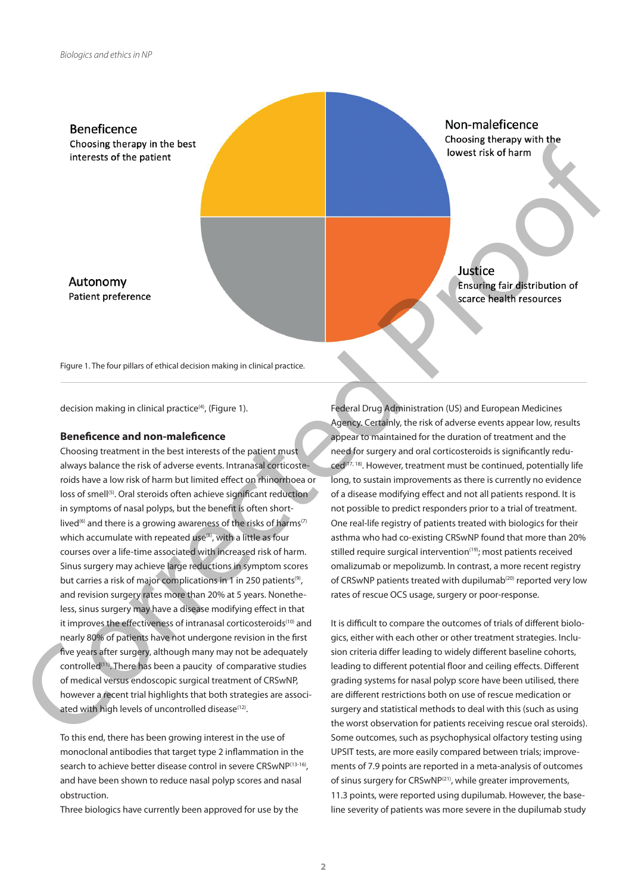Beneficence
Choosing therapy in the best interests of the patient

Non-maleficence
Choosing therapy with the lowest risk of harm

Autonomy
Patient preference

Justice
Ensuring fair distribution of scarce health resources

Figure 1. The four pillars of ethical decision making in clinical practice.

decision making in clinical practice[4], (Figure 1).

## Beneficence and non-maleficence

Choosing treatment in the best interests of the patient must always balance the risk of adverse events. Intranasal corticosteroids have a low risk of harm but limited effect on rhinorrhoea or loss of smell[5]. Oral steroids often achieve significant reduction in symptoms of nasal polyps, but the benefit is often short-lived[6] and there is a growing awareness of the risks of harms[7] which accumulate with repeated use[8], with a little as four courses over a life-time associated with increased risk of harm. Sinus surgery may achieve large reductions in symptom scores but carries a risk of major complications in 1 in 250 patients[9], and revision surgery rates more than 20% at 5 years. Nonetheless, sinus surgery may have a disease modifying effect in that it improves the effectiveness of intranasal corticosteroids[10] and nearly 80% of patients have not undergone revision in the first five years after surgery, although many may not be adequately controlled[11]. There has been a paucity of comparative studies of medical versus endoscopic surgical treatment of CRSwNP, however a recent trial highlights that both strategies are associated with high levels of uncontrolled disease[12].

To this end, there has been growing interest in the use of monoclonal antibodies that target type 2 inflammation in the search to achieve better disease control in severe CRSwNP[13-16], and have been shown to reduce nasal polyp scores and nasal obstruction.

Three biologics have currently been approved for use by the Federal Drug Administration (US) and European Medicines Agency. Certainly, the risk of adverse events appear low, results appear to maintained for the duration of treatment and the need for surgery and oral corticosteroids is significantly reduced[17, 18]. However, treatment must be continued, potentially life long, to sustain improvements as there is currently no evidence of a disease modifying effect and not all patients respond. It is not possible to predict responders prior to a trial of treatment. One real-life registry of patients treated with biologics for their asthma who had co-existing CRSwNP found that more than 20% stilled require surgical intervention[19]; most patients received omalizumab or mepolizumb. In contrast, a more recent registry of CRSwNP patients treated with dupilumab[20] reported very low rates of rescue OCS usage, surgery or poor-response.

It is difficult to compare the outcomes of trials of different biologics, either with each other or other treatment strategies. Inclusion criteria differ leading to widely different baseline cohorts, leading to different potential floor and ceiling effects. Different grading systems for nasal polyp score have been utilised, there are different restrictions both on use of rescue medication or surgery and statistical methods to deal with this (such as using the worst observation for patients receiving rescue oral steroids). Some outcomes, such as psychophysical olfactory testing using UPSIT tests, are more easily compared between trials; improvements of 7.9 points are reported in a meta-analysis of outcomes of sinus surgery for CRSwNP[21], while greater improvements, 11.3 points, were reported using dupilumab. However, the baseline severity of patients was more severe in the dupilumab study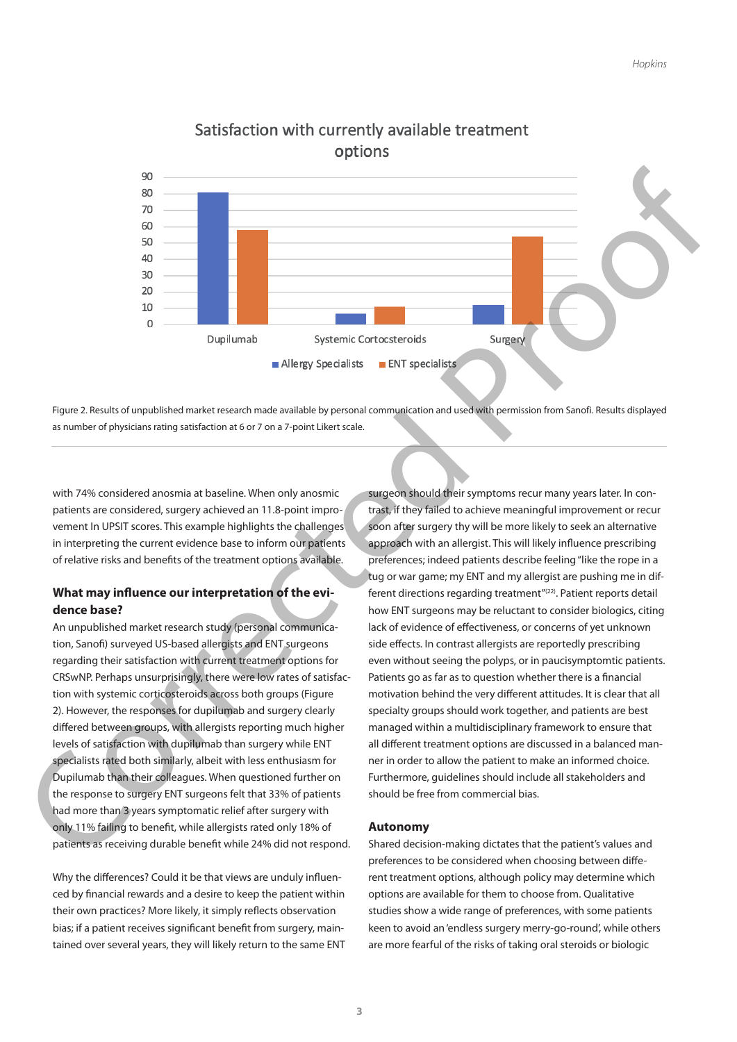Satisfaction with currently available treatment options

90
80
70
60
50
40
30
20
10
0

Dupilumab
Systemic Cortocsteroids
Surgery

Allergy Specialists
ENT specialists

Figure 2. Results of unpublished market research made available by personal communication and used with permission from Sanofi. Results displayed as number of physicians rating satisfaction at 6 or 7 on a 7-point Likert scale.

with 74% considered anosmia at baseline. When only anosmic patients are considered, surgery achieved an 11.8-point improvement In UPSIT scores. This example highlights the challenges in interpreting the current evidence base to inform our patients of relative risks and benefits of the treatment options available.

## What may influence our interpretation of the evidence base?

An unpublished market research study (personal communication, Sanofi) surveyed US-based allergists and ENT surgeons regarding their satisfaction with current treatment options for CRSwNP. Perhaps unsurprisingly, there were low rates of satisfaction with systemic corticosteroids across both groups (Figure 2). However, the responses for dupilumab and surgery clearly differed between groups, with allergists reporting much higher levels of satisfaction with dupilumab than surgery while ENT specialists rated both similarly, albeit with less enthusiasm for Dupilumab than their colleagues. When questioned further on the response to surgery ENT surgeons felt that 33% of patients had more than 3 years symptomatic relief after surgery with only 11% failing to benefit, while allergists rated only 18% of patients as receiving durable benefit while 24% did not respond.

Why the differences? Could it be that views are unduly influenced by financial rewards and a desire to keep the patient within their own practices? More likely, it simply reflects observation bias; if a patient receives significant benefit from surgery, maintained over several years, they will likely return to the same ENT surgeon should their symptoms recur many years later. In contrast, if they failed to achieve meaningful improvement or recur soon after surgery thy will be more likely to seek an alternative approach with an allergist. This will likely influence prescribing preferences; indeed patients describe feeling "like the rope in a tug or war game; my ENT and my allergist are pushing me in different directions regarding treatment"[22]. Patient reports detail how ENT surgeons may be reluctant to consider biologics, citing lack of evidence of effectiveness, or concerns of yet unknown side effects. In contrast allergists are reportedly prescribing even without seeing the polyps, or in paucisymptomtic patients. Patients go as far as to question whether there is a financial motivation behind the very different attitudes. It is clear that all specialty groups should work together, and patients are best managed within a multidisciplinary framework to ensure that all different treatment options are discussed in a balanced manner in order to allow the patient to make an informed choice. Furthermore, guidelines should include all stakeholders and should be free from commercial bias.

## Autonomy

Shared decision-making dictates that the patient's values and preferences to be considered when choosing between different treatment options, although policy may determine which options are available for them to choose from. Qualitative studies show a wide range of preferences, with some patients keen to avoid an 'endless surgery merry-go-round', while others are more fearful of the risks of taking oral steroids or biologic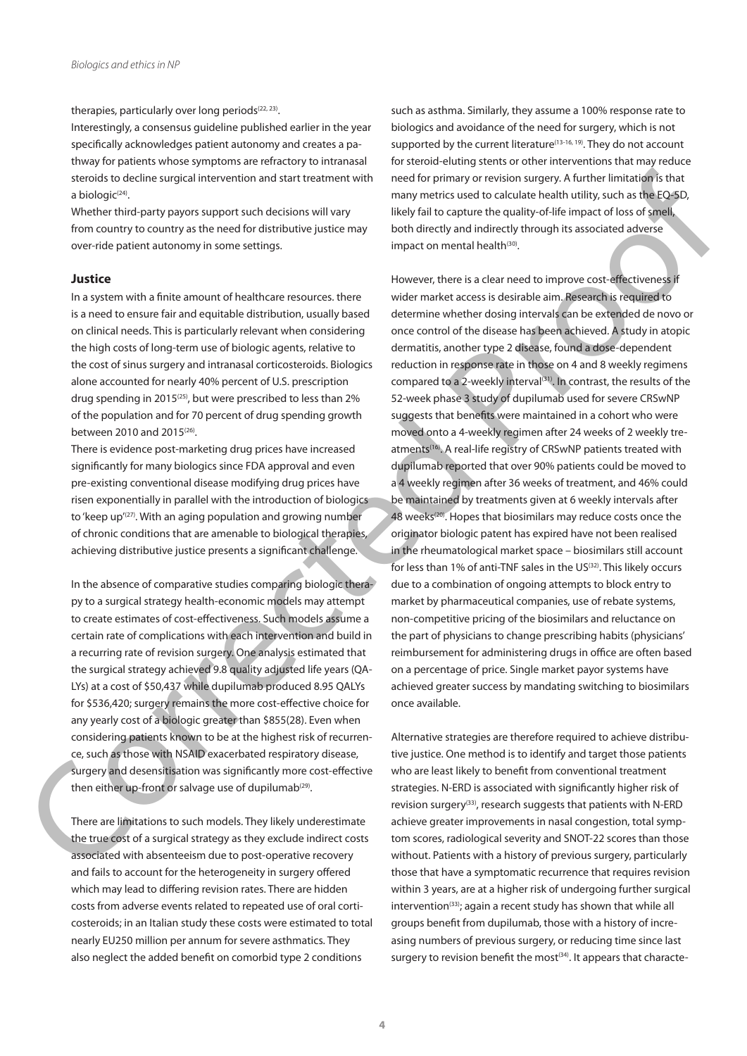therapies, particularly over long periods[22, 23].

Interestingly, a consensus guideline published earlier in the year specifically acknowledges patient autonomy and creates a pathway for patients whose symptoms are refractory to intranasal steroids to decline surgical intervention and start treatment with a biologic[24].

Whether third-party payors support such decisions will vary from country to country as the need for distributive justice may over-ride patient autonomy in some settings.

### Justice

In a system with a finite amount of healthcare resources. there is a need to ensure fair and equitable distribution, usually based on clinical needs. This is particularly relevant when considering the high costs of long-term use of biologic agents, relative to the cost of sinus surgery and intranasal corticosteroids. Biologics alone accounted for nearly 40% percent of U.S. prescription drug spending in 2015[25], but were prescribed to less than 2% of the population and for 70 percent of drug spending growth between 2010 and 2015[26].

There is evidence post-marketing drug prices have increased significantly for many biologics since FDA approval and even pre-existing conventional disease modifying drug prices have risen exponentially in parallel with the introduction of biologics to 'keep up'[27]. With an aging population and growing number of chronic conditions that are amenable to biological therapies, achieving distributive justice presents a significant challenge.

In the absence of comparative studies comparing biologic therapy to a surgical strategy health-economic models may attempt to create estimates of cost-effectiveness. Such models assume a certain rate of complications with each intervention and build in a recurring rate of revision surgery. One analysis estimated that the surgical strategy achieved 9.8 quality adjusted life years (QALYs) at a cost of $50,437 while dupilumab produced 8.95 QALYs for $536,420; surgery remains the more cost-effective choice for any yearly cost of a biologic greater than $855(28). Even when considering patients known to be at the highest risk of recurrence, such as those with NSAID exacerbated respiratory disease, surgery and desensitisation was significantly more cost-effective then either up-front or salvage use of dupilumab[29].

There are limitations to such models. They likely underestimate the true cost of a surgical strategy as they exclude indirect costs associated with absenteeism due to post-operative recovery and fails to account for the heterogeneity in surgery offered which may lead to differing revision rates. There are hidden costs from adverse events related to repeated use of oral corticosteroids; in an Italian study these costs were estimated to total nearly EU250 million per annum for severe asthmatics. They also neglect the added benefit on comorbid type 2 conditions such as asthma. Similarly, they assume a 100% response rate to biologics and avoidance of the need for surgery, which is not supported by the current literature[13-16, 19]. They do not account for steroid-eluting stents or other interventions that may reduce need for primary or revision surgery. A further limitation is that many metrics used to calculate health utility, such as the EQ-5D, likely fail to capture the quality-of-life impact of loss of smell, both directly and indirectly through its associated adverse impact on mental health[30].

However, there is a clear need to improve cost-effectiveness if wider market access is desirable aim. Research is required to determine whether dosing intervals can be extended de novo or once control of the disease has been achieved. A study in atopic dermatitis, another type 2 disease, found a dose-dependent reduction in response rate in those on 4 and 8 weekly regimens compared to a 2-weekly interval[31]. In contrast, the results of the 52-week phase 3 study of dupilumab used for severe CRSwNP suggests that benefits were maintained in a cohort who were moved onto a 4-weekly regimen after 24 weeks of 2 weekly treatments[16]. A real-life registry of CRSwNP patients treated with dupilumab reported that over 90% patients could be moved to a 4 weekly regimen after 36 weeks of treatment, and 46% could be maintained by treatments given at 6 weekly intervals after 48 weeks[20]. Hopes that biosimilars may reduce costs once the originator biologic patent has expired have not been realised in the rheumatological market space – biosimilars still account for less than 1% of anti-TNF sales in the US[32]. This likely occurs due to a combination of ongoing attempts to block entry to market by pharmaceutical companies, use of rebate systems, non-competitive pricing of the biosimilars and reluctance on the part of physicians to change prescribing habits (physicians' reimbursement for administering drugs in office are often based on a percentage of price. Single market payor systems have achieved greater success by mandating switching to biosimilars once available.

Alternative strategies are therefore required to achieve distributive justice. One method is to identify and target those patients who are least likely to benefit from conventional treatment strategies. N-ERD is associated with significantly higher risk of revision surgery[33], research suggests that patients with N-ERD achieve greater improvements in nasal congestion, total symptom scores, radiological severity and SNOT-22 scores than those without. Patients with a history of previous surgery, particularly those that have a symptomatic recurrence that requires revision within 3 years, are at a higher risk of undergoing further surgical intervention[33]; again a recent study has shown that while all groups benefit from dupilumab, those with a history of increasing numbers of previous surgery, or reducing time since last surgery to revision benefit the most[34]. It appears that characte-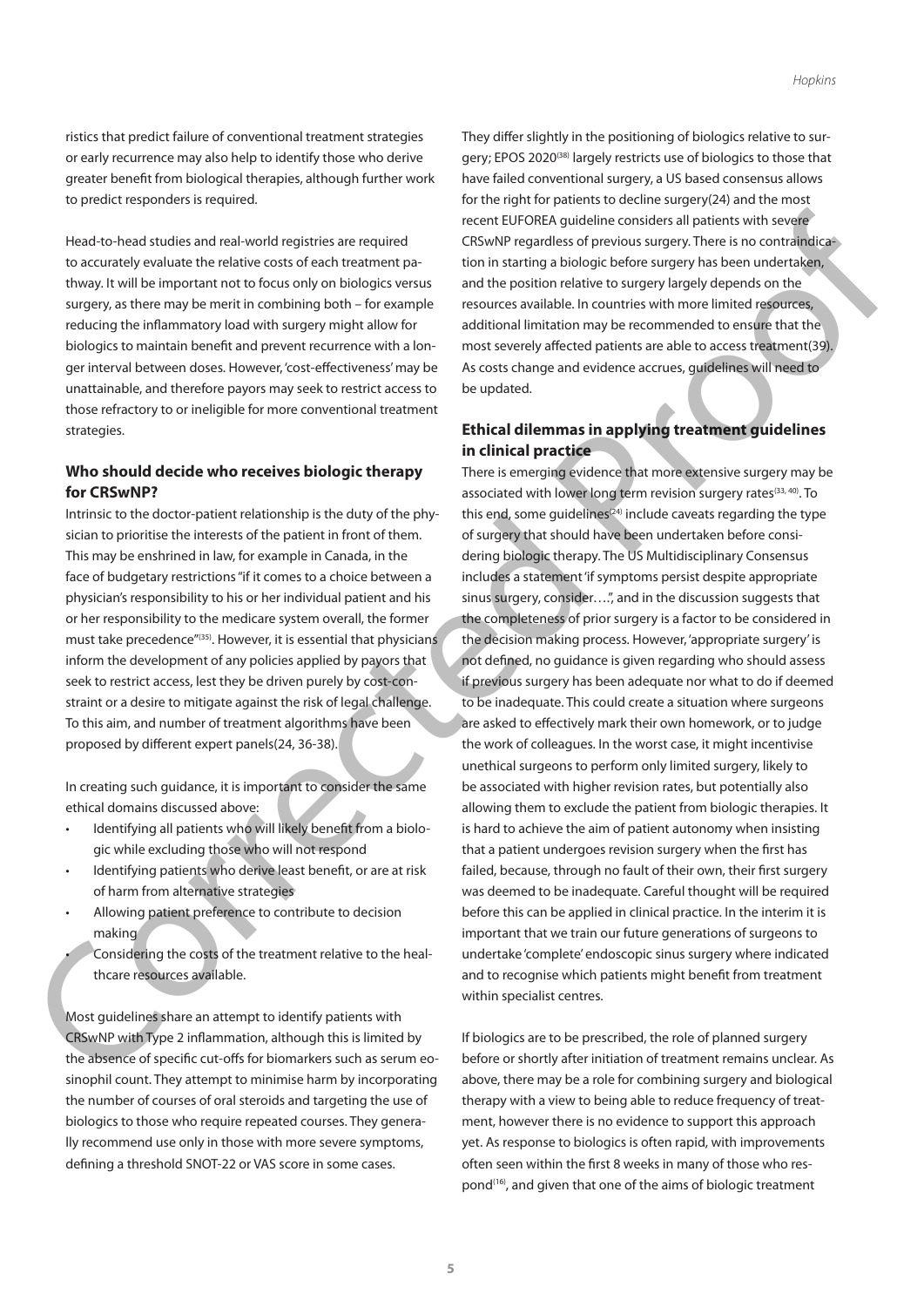ristics that predict failure of conventional treatment strategies or early recurrence may also help to identify those who derive greater benefit from biological therapies, although further work to predict responders is required.

Head-to-head studies and real-world registries are required to accurately evaluate the relative costs of each treatment pathway. It will be important not to focus only on biologics versus surgery, as there may be merit in combining both – for example reducing the inflammatory load with surgery might allow for biologics to maintain benefit and prevent recurrence with a longer interval between doses. However, 'cost-effectiveness' may be unattainable, and therefore payors may seek to restrict access to those refractory to or ineligible for more conventional treatment strategies.

### Who should decide who receives biologic therapy for CRSwNP?

Intrinsic to the doctor-patient relationship is the duty of the physician to prioritise the interests of the patient in front of them. This may be enshrined in law, for example in Canada, in the face of budgetary restrictions "if it comes to a choice between a physician's responsibility to his or her individual patient and his or her responsibility to the medicare system overall, the former must take precedence"[35]. However, it is essential that physicians inform the development of any policies applied by payors that seek to restrict access, lest they be driven purely by cost-constraint or a desire to mitigate against the risk of legal challenge. To this aim, and number of treatment algorithms have been proposed by different expert panels(24, 36-38).

In creating such guidance, it is important to consider the same ethical domains discussed above:

- Identifying all patients who will likely benefit from a biologic while excluding those who will not respond
- Identifying patients who derive least benefit, or are at risk of harm from alternative strategies
- Allowing patient preference to contribute to decision making
- Considering the costs of the treatment relative to the healthcare resources available.

Most guidelines share an attempt to identify patients with CRSwNP with Type 2 inflammation, although this is limited by the absence of specific cut-offs for biomarkers such as serum eosinophil count. They attempt to minimise harm by incorporating the number of courses of oral steroids and targeting the use of biologics to those who require repeated courses. They generally recommend use only in those with more severe symptoms, defining a threshold SNOT-22 or VAS score in some cases.

They differ slightly in the positioning of biologics relative to surgery; EPOS 2020[38] largely restricts use of biologics to those that have failed conventional surgery, a US based consensus allows for the right for patients to decline surgery(24) and the most recent EUFOREA guideline considers all patients with severe CRSwNP regardless of previous surgery. There is no contraindication in starting a biologic before surgery has been undertaken, and the position relative to surgery largely depends on the resources available. In countries with more limited resources, additional limitation may be recommended to ensure that the most severely affected patients are able to access treatment(39). As costs change and evidence accrues, guidelines will need to be updated.

### Ethical dilemmas in applying treatment guidelines in clinical practice

There is emerging evidence that more extensive surgery may be associated with lower long term revision surgery rates[33, 40]. To this end, some guidelines[24] include caveats regarding the type of surgery that should have been undertaken before considering biologic therapy. The US Multidisciplinary Consensus includes a statement 'if symptoms persist despite appropriate sinus surgery, consider….', and in the discussion suggests that the completeness of prior surgery is a factor to be considered in the decision making process. However, 'appropriate surgery' is not defined, no guidance is given regarding who should assess if previous surgery has been adequate nor what to do if deemed to be inadequate. This could create a situation where surgeons are asked to effectively mark their own homework, or to judge the work of colleagues. In the worst case, it might incentivise unethical surgeons to perform only limited surgery, likely to be associated with higher revision rates, but potentially also allowing them to exclude the patient from biologic therapies. It is hard to achieve the aim of patient autonomy when insisting that a patient undergoes revision surgery when the first has failed, because, through no fault of their own, their first surgery was deemed to be inadequate. Careful thought will be required before this can be applied in clinical practice. In the interim it is important that we train our future generations of surgeons to undertake 'complete' endoscopic sinus surgery where indicated and to recognise which patients might benefit from treatment within specialist centres.

If biologics are to be prescribed, the role of planned surgery before or shortly after initiation of treatment remains unclear. As above, there may be a role for combining surgery and biological therapy with a view to being able to reduce frequency of treatment, however there is no evidence to support this approach yet. As response to biologics is often rapid, with improvements often seen within the first 8 weeks in many of those who respond[16], and given that one of the aims of biologic treatment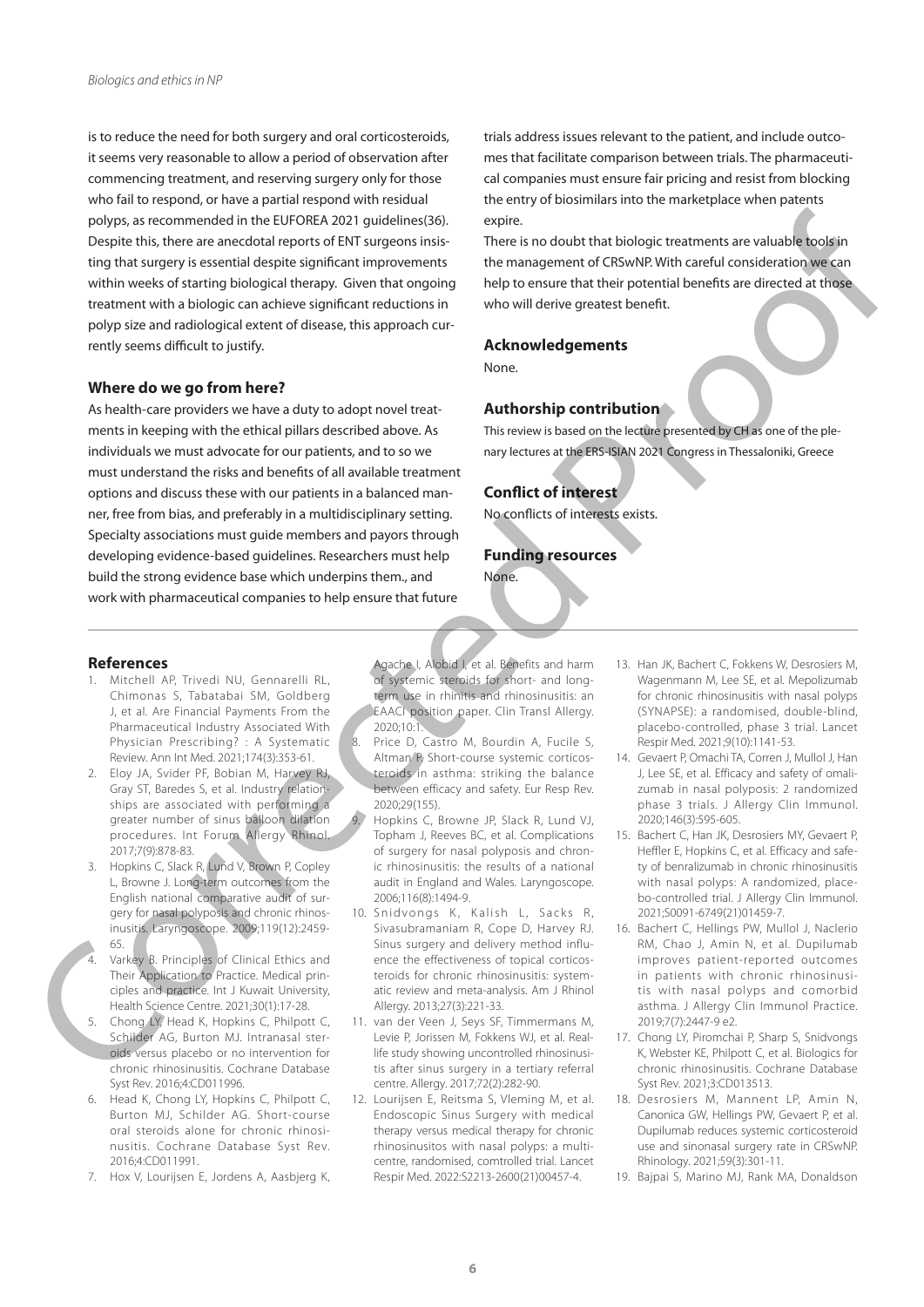is to reduce the need for both surgery and oral corticosteroids, it seems very reasonable to allow a period of observation after commencing treatment, and reserving surgery only for those who fail to respond, or have a partial respond with residual polyps, as recommended in the EUFOREA 2021 guidelines(36). Despite this, there are anecdotal reports of ENT surgeons insisting that surgery is essential despite significant improvements within weeks of starting biological therapy. Given that ongoing treatment with a biologic can achieve significant reductions in polyp size and radiological extent of disease, this approach currently seems difficult to justify.

### Where do we go from here?

As health-care providers we have a duty to adopt novel treatments in keeping with the ethical pillars described above. As individuals we must advocate for our patients, and to so we must understand the risks and benefits of all available treatment options and discuss these with our patients in a balanced manner, free from bias, and preferably in a multidisciplinary setting. Specialty associations must guide members and payors through developing evidence-based guidelines. Researchers must help build the strong evidence base which underpins them., and work with pharmaceutical companies to help ensure that future trials address issues relevant to the patient, and include outcomes that facilitate comparison between trials. The pharmaceutical companies must ensure fair pricing and resist from blocking the entry of biosimilars into the marketplace when patents expire.

There is no doubt that biologic treatments are valuable tools in the management of CRSwNP. With careful consideration we can help to ensure that their potential benefits are directed at those who will derive greatest benefit.

### Acknowledgements

None.

### Authorship contribution

This review is based on the lecture presented by CH as one of the plenary lectures at the ERS-ISIAN 2021 Congress in Thessaloniki, Greece

### Conflict of interest

No conflicts of interests exists.

### Funding resources

None.

### References

1. Mitchell AP, Trivedi NU, Gennarelli RL, Chimonas S, Tabatabai SM, Goldberg J, et al. Are Financial Payments From the Pharmaceutical Industry Associated With Physician Prescribing? : A Systematic Review. Ann Int Med. 2021;174(3):353-61.
2. Eloy JA, Svider PF, Bobian M, Harvey RJ, Gray ST, Baredes S, et al. Industry relationships are associated with performing a greater number of sinus balloon dilation procedures. Int Forum Allergy Rhinol. 2017;7(9):878-83.
3. Hopkins C, Slack R, Lund V, Brown P, Copley L, Browne J. Long-term outcomes from the English national comparative audit of surgery for nasal polyposis and chronic rhinosinusitis. Laryngoscope. 2009;119(12):2459-65.
4. Varkey B. Principles of Clinical Ethics and Their Application to Practice. Medical principles and practice. Int J Kuwait University, Health Science Centre. 2021;30(1):17-28.
5. Chong LY, Head K, Hopkins C, Philpott C, Schilder AG, Burton MJ. Intranasal steroids versus placebo or no intervention for chronic rhinosinusitis. Cochrane Database Syst Rev. 2016;4:CD011996.
6. Head K, Chong LY, Hopkins C, Philpott C, Burton MJ, Schilder AG. Short-course oral steroids alone for chronic rhinosinusitis. Cochrane Database Syst Rev. 2016;4:CD011991.
7. Hox V, Lourijsen E, Jordens A, Aasbjerg K, Agache I, Alobid I, et al. Benefits and harm of systemic steroids for short- and long-term use in rhinitis and rhinosinusitis: an EAACI position paper. Clin Transl Allergy. 2020;10:1.
8. Price D, Castro M, Bourdin A, Fucile S, Altman P. Short-course systemic corticosteroids in asthma: striking the balance between efficacy and safety. Eur Resp Rev. 2020;29(155).
9. Hopkins C, Browne JP, Slack R, Lund VJ, Topham J, Reeves BC, et al. Complications of surgery for nasal polyposis and chronic rhinosinusitis: the results of a national audit in England and Wales. Laryngoscope. 2006;116(8):1494-9.
10. Snidvongs K, Kalish L, Sacks R, Sivasubramaniam R, Cope D, Harvey RJ. Sinus surgery and delivery method influence the effectiveness of topical corticosteroids for chronic rhinosinusitis: systematic review and meta-analysis. Am J Rhinol Allergy. 2013;27(3):221-33.
11. van der Veen J, Seys SF, Timmermans M, Levie P, Jorissen M, Fokkens WJ, et al. Real-life study showing uncontrolled rhinosinusitis after sinus surgery in a tertiary referral centre. Allergy. 2017;72(2):282-90.
12. Lourijsen E, Reitsma S, Vleming M, et al. Endoscopic Sinus Surgery with medical therapy versus medical therapy for chronic rhinosinusitos with nasal polyps: a multicentre, randomised, comtrolled trial. Lancet Respir Med. 2022:S2213-2600(21)00457-4.
13. Han JK, Bachert C, Fokkens W, Desrosiers M, Wagenmann M, Lee SE, et al. Mepolizumab for chronic rhinosinusitis with nasal polyps (SYNAPSE): a randomised, double-blind, placebo-controlled, phase 3 trial. Lancet Respir Med. 2021;9(10):1141-53.
14. Gevaert P, Omachi TA, Corren J, Mullol J, Han J, Lee SE, et al. Efficacy and safety of omalizumab in nasal polyposis: 2 randomized phase 3 trials. J Allergy Clin Immunol. 2020;146(3):595-605.
15. Bachert C, Han JK, Desrosiers MY, Gevaert P, Heffler E, Hopkins C, et al. Efficacy and safety of benralizumab in chronic rhinosinusitis with nasal polyps: A randomized, placebo-controlled trial. J Allergy Clin Immunol. 2021;S0091-6749(21)01459-7.
16. Bachert C, Hellings PW, Mullol J, Naclerio RM, Chao J, Amin N, et al. Dupilumab improves patient-reported outcomes in patients with chronic rhinosinusitis with nasal polyps and comorbid asthma. J Allergy Clin Immunol Practice. 2019;7(7):2447-9 e2.
17. Chong LY, Piromchai P, Sharp S, Snidvongs K, Webster KE, Philpott C, et al. Biologics for chronic rhinosinusitis. Cochrane Database Syst Rev. 2021;3:CD013513.
18. Desrosiers M, Mannent LP, Amin N, Canonica GW, Hellings PW, Gevaert P, et al. Dupilumab reduces systemic corticosteroid use and sinonasal surgery rate in CRSwNP. Rhinology. 2021;59(3):301-11.
19. Bajpai S, Marino MJ, Rank MA, Donaldson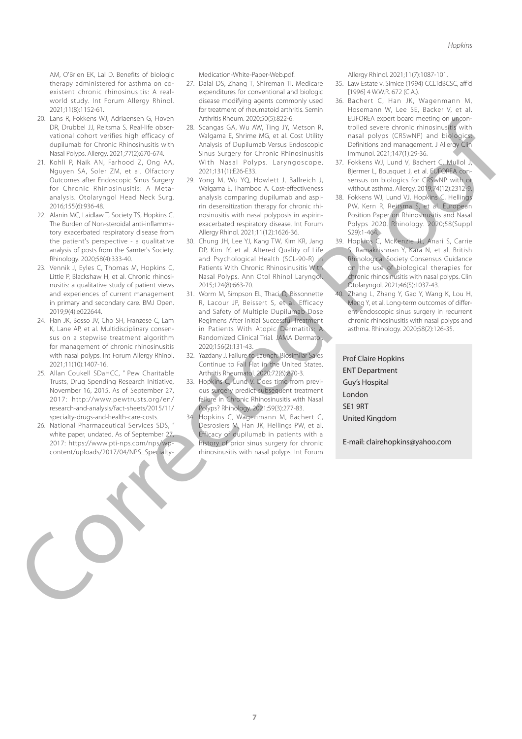AM, O'Brien EK, Lal D. Benefits of biologic therapy administered for asthma on co-existent chronic rhinosinusitis: A real-world study. Int Forum Allergy Rhinol. 2021;11(8):1152-61.

20. Lans R, Fokkens WJ, Adriaensen G, Hoven DR, Drubbel JJ, Reitsma S. Real-life observational cohort verifies high efficacy of dupilumab for Chronic Rhinosinusitis with Nasal Polyps. Allergy. 2021;77(2):670-674.
21. Kohli P, Naik AN, Farhood Z, Ong AA, Nguyen SA, Soler ZM, et al. Olfactory Outcomes after Endoscopic Sinus Surgery for Chronic Rhinosinusitis: A Meta-analysis. Otolaryngol Head Neck Surg. 2016;155(6):936-48.
22. Alanin MC, Laidlaw T, Society TS, Hopkins C. The Burden of Non-steroidal anti-inflammatory exacerbated respiratory disease from the patient's perspective - a qualitative analysis of posts from the Samter's Society. Rhinology. 2020;58(4):333-40.
23. Vennik J, Eyles C, Thomas M, Hopkins C, Little P, Blackshaw H, et al. Chronic rhinosinusitis: a qualitative study of patient views and experiences of current management in primary and secondary care. BMJ Open. 2019;9(4):e022644.
24. Han JK, Bosso JV, Cho SH, Franzese C, Lam K, Lane AP, et al. Multidisciplinary consensus on a stepwise treatment algorithm for management of chronic rhinosinusitis with nasal polyps. Int Forum Allergy Rhinol. 2021;11(10):1407-16.
25. Allan Coukell SDaHCC, " Pew Charitable Trusts, Drug Spending Research Initiative, November 16, 2015. As of September 27, 2017: http://www.pewtrusts.org/en/research-and-analysis/fact-sheets/2015/11/specialty-drugs-and-health-care-costs.
26. National Pharmaceutical Services SDS, " white paper, undated. As of September 27, 2017: https://www.pti-nps.com/nps/wp-content/uploads/2017/04/NPS_Specialty-Medication-White-Paper-Web.pdf.
27. Dalal DS, Zhang T, Shireman TI. Medicare expenditures for conventional and biologic disease modifying agents commonly used for treatment of rheumatoid arthritis. Semin Arthritis Rheum. 2020;50(5):822-6.
28. Scangas GA, Wu AW, Ting JY, Metson R, Walgama E, Shrime MG, et al. Cost Utility Analysis of Dupilumab Versus Endoscopic Sinus Surgery for Chronic Rhinosinusitis With Nasal Polyps. Laryngoscope. 2021;131(1):E26-E33.
29. Yong M, Wu YQ, Howlett J, Ballreich J, Walgama E, Thamboo A. Cost-effectiveness analysis comparing dupilumab and aspirin desensitization therapy for chronic rhinosinusitis with nasal polyposis in aspirin-exacerbated respiratory disease. Int Forum Allergy Rhinol. 2021;11(12):1626-36.
30. Chung JH, Lee YJ, Kang TW, Kim KR, Jang DP, Kim IY, et al. Altered Quality of Life and Psychological Health (SCL-90-R) in Patients With Chronic Rhinosinusitis With Nasal Polyps. Ann Otol Rhinol Laryngol. 2015;124(8):663-70.
31. Worm M, Simpson EL, Thaci D, Bissonnette R, Lacour JP, Beissert S, et al. Efficacy and Safety of Multiple Dupilumab Dose Regimens After Initial Successful Treatment in Patients With Atopic Dermatitis: A Randomized Clinical Trial. JAMA Dermatol. 2020;156(2):131-43.
32. Yazdany J. Failure to Launch: Biosimilar Sales Continue to Fall Flat in the United States. Arthritis Rheumatol. 2020;72(6):870-3.
33. Hopkins C, Lund V. Does time from previous surgery predict subsequent treatment failure in Chronic Rhinosinusitis with Nasal Polyps? Rhinology. 2021;59(3):277-83.
34. Hopkins C, Wagenmann M, Bachert C, Desrosiers M, Han JK, Hellings PW, et al. Efficacy of dupilumab in patients with a history of prior sinus surgery for chronic rhinosinusitis with nasal polyps. Int Forum Allergy Rhinol. 2021;11(7):1087-101.
35. Law Estate v. Simice (1994) CCLTdBCSC, aff'd [1996] 4 W.W.R. 672 (C.A.).
36. Bachert C, Han JK, Wagenmann M, Hosemann W, Lee SE, Backer V, et al. EUFOREA expert board meeting on uncontrolled severe chronic rhinosinusitis with nasal polyps (CRSwNP) and biologics: Definitions and management. J Allergy Clin Immunol. 2021;147(1):29-36.
37. Fokkens WJ, Lund V, Bachert C, Mullol J, Bjermer L, Bousquet J, et al. EUFOREA consensus on biologics for CRSwNP with or without asthma. Allergy. 2019;74(12):2312-9.
38. Fokkens WJ, Lund VJ, Hopkins C, Hellings PW, Kern R, Reitsma S, et al. European Position Paper on Rhinosinusitis and Nasal Polyps 2020. Rhinology. 2020;58(Suppl S29):1-464.
39. Hopkins C, McKenzie JL, Anari S, Carrie S, Ramakrishnan Y, Kara N, et al. British Rhinological Society Consensus Guidance on the use of biological therapies for chronic rhinosinusitis with nasal polyps. Clin Otolaryngol. 2021;46(5):1037-43.
40. Zhang L, Zhang Y, Gao Y, Wang K, Lou H, Meng Y, et al. Long-term outcomes of different endoscopic sinus surgery in recurrent chronic rhinosinusitis with nasal polyps and asthma. Rhinology. 2020;58(2):126-35.

Prof Claire Hopkins
ENT Department
Guy's Hospital
London
SE1 9RT
United Kingdom

E-mail: clairehopkins@yahoo.com